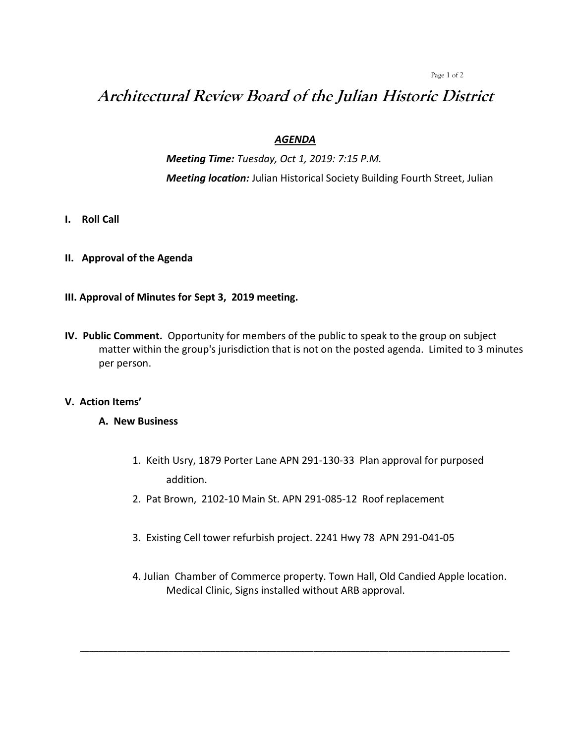# *Architectural Review Board of the Julian Historic District*

## ***AGENDA***

***Meeting Time:*** *Tuesday, Oct 1, 2019: 7:15 P.M.*

***Meeting location:*** Julian Historical Society Building Fourth Street, Julian

**I. Roll Call**

**II. Approval of the Agenda**

**III. Approval of Minutes for Sept 3, 2019 meeting.**

**IV. Public Comment.** Opportunity for members of the public to speak to the group on subject matter within the group's jurisdiction that is not on the posted agenda. Limited to 3 minutes per person.

**V. Action Items'**

**A. New Business**

1. Keith Usry, 1879 Porter Lane APN 291-130-33 Plan approval for purposed addition.
2. Pat Brown, 2102-10 Main St. APN 291-085-12 Roof replacement
3. Existing Cell tower refurbish project. 2241 Hwy 78 APN 291-041-05
4. Julian Chamber of Commerce property. Town Hall, Old Candied Apple location. Medical Clinic, Signs installed without ARB approval.

---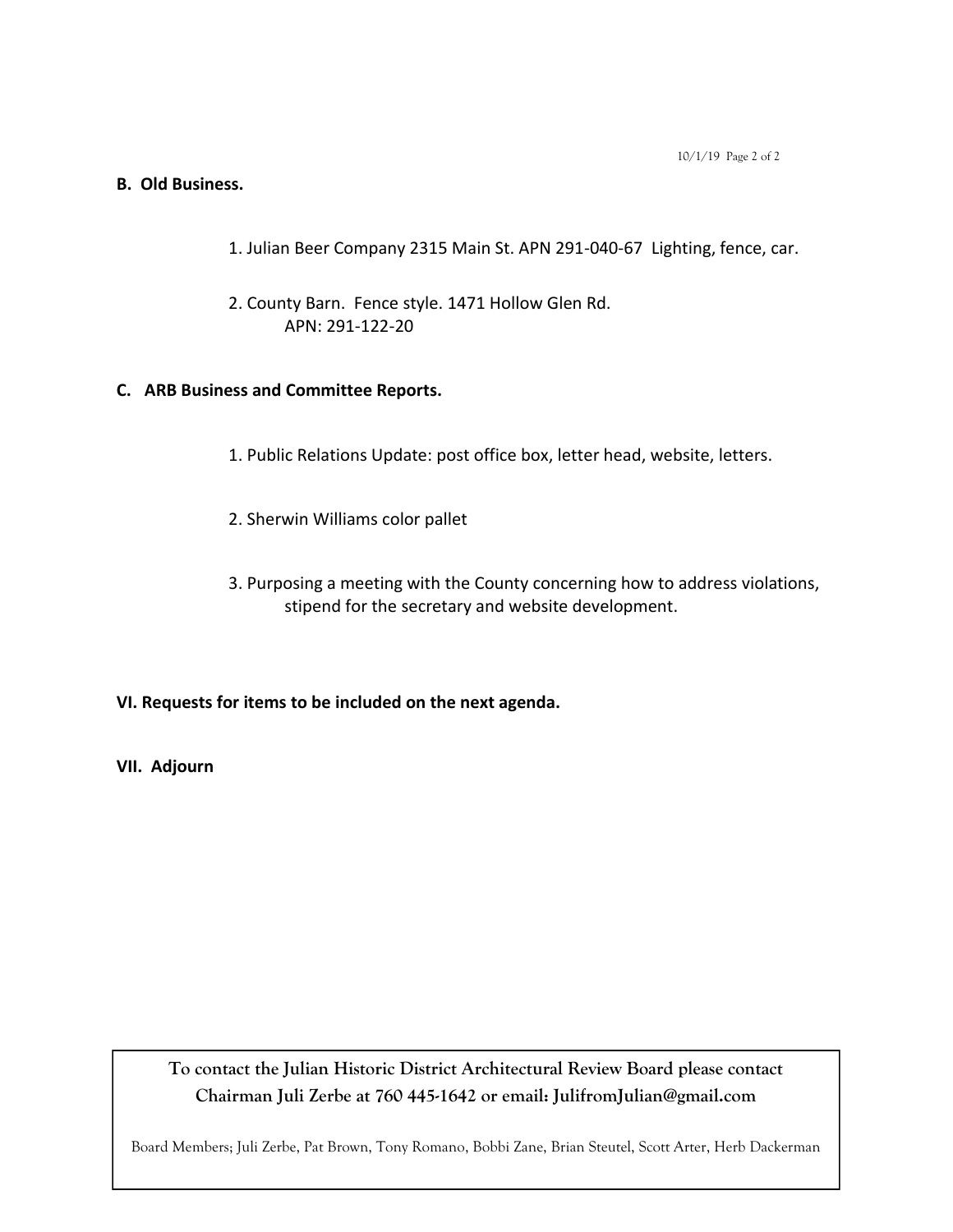**B. Old Business.**

1. Julian Beer Company 2315 Main St. APN 291-040-67 Lighting, fence, car.

2. County Barn. Fence style. 1471 Hollow Glen Rd.
   APN: 291-122-20

**C. ARB Business and Committee Reports.**

1. Public Relations Update: post office box, letter head, website, letters.

2. Sherwin Williams color pallet

3. Purposing a meeting with the County concerning how to address violations, stipend for the secretary and website development.

**VI. Requests for items to be included on the next agenda.**

**VII. Adjourn**

**To contact the Julian Historic District Architectural Review Board please contact Chairman Juli Zerbe at 760 445-1642 or email: JulifromJulian@gmail.com**

Board Members; Juli Zerbe, Pat Brown, Tony Romano, Bobbi Zane, Brian Steutel, Scott Arter, Herb Dackerman